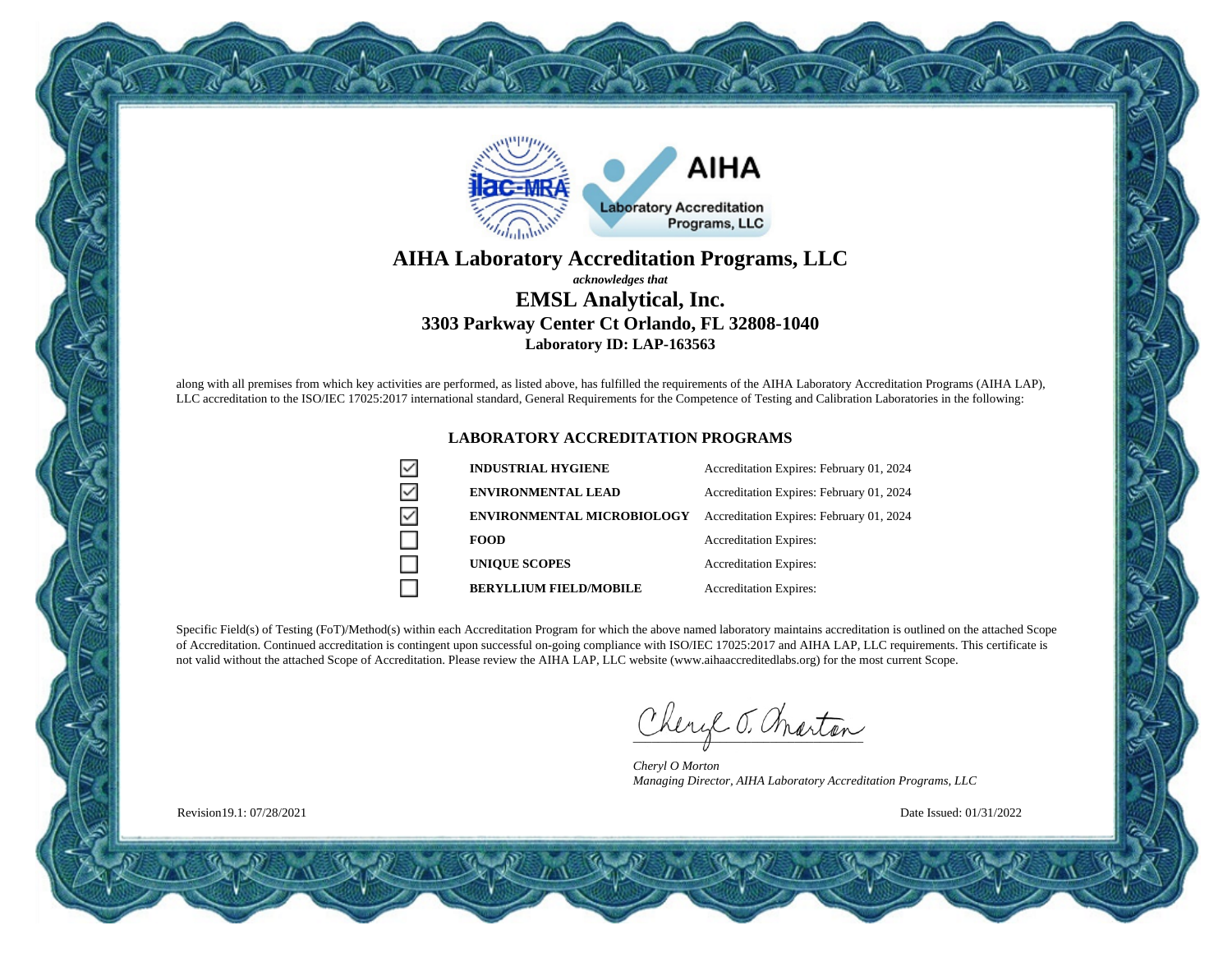# AIHA Laboratory Accreditation Programs, LLC

***acknowledges that***

## EMSL Analytical, Inc.

### 3303 Parkway Center Ct Orlando, FL 32808-1040

**Laboratory ID: LAP-163563**

along with all premises from which key activities are performed, as listed above, has fulfilled the requirements of the AIHA Laboratory Accreditation Programs (AIHA LAP), LLC accreditation to the ISO/IEC 17025:2017 international standard, General Requirements for the Competence of Testing and Calibration Laboratories in the following:

### LABORATORY ACCREDITATION PROGRAMS

| | Program | Accreditation |
|---|---|---|
| ☑ | **INDUSTRIAL HYGIENE** | Accreditation Expires: February 01, 2024 |
| ☑ | **ENVIRONMENTAL LEAD** | Accreditation Expires: February 01, 2024 |
| ☑ | **ENVIRONMENTAL MICROBIOLOGY** | Accreditation Expires: February 01, 2024 |
| ☐ | **FOOD** | Accreditation Expires: |
| ☐ | **UNIQUE SCOPES** | Accreditation Expires: |
| ☐ | **BERYLLIUM FIELD/MOBILE** | Accreditation Expires: |

Specific Field(s) of Testing (FoT)/Method(s) within each Accreditation Program for which the above named laboratory maintains accreditation is outlined on the attached Scope of Accreditation. Continued accreditation is contingent upon successful on-going compliance with ISO/IEC 17025:2017 and AIHA LAP, LLC requirements. This certificate is not valid without the attached Scope of Accreditation. Please review the AIHA LAP, LLC website (www.aihaaccreditedlabs.org) for the most current Scope.

*Cheryl O Morton*
*Managing Director, AIHA Laboratory Accreditation Programs, LLC*

Revision19.1: 07/28/2021

Date Issued: 01/31/2022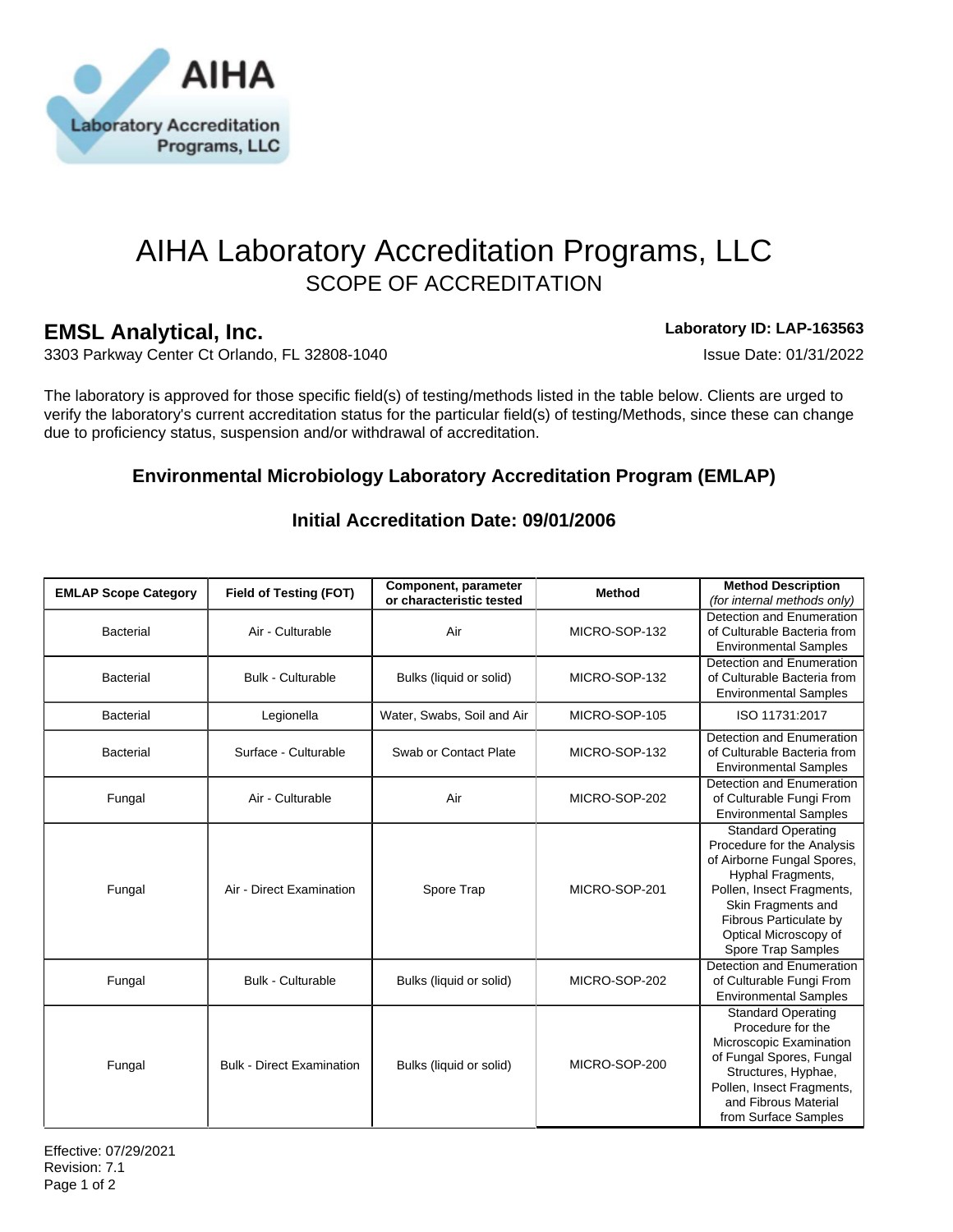# AIHA Laboratory Accreditation Programs, LLC

## SCOPE OF ACCREDITATION

**EMSL Analytical, Inc.**

3303 Parkway Center Ct Orlando, FL 32808-1040

**Laboratory ID: LAP-163563**

Issue Date: 01/31/2022

The laboratory is approved for those specific field(s) of testing/methods listed in the table below. Clients are urged to verify the laboratory's current accreditation status for the particular field(s) of testing/Methods, since these can change due to proficiency status, suspension and/or withdrawal of accreditation.

### Environmental Microbiology Laboratory Accreditation Program (EMLAP)

### Initial Accreditation Date: 09/01/2006

| EMLAP Scope Category | Field of Testing (FOT) | Component, parameter or characteristic tested | Method | Method Description *(for internal methods only)* |
|---|---|---|---|---|
| Bacterial | Air - Culturable | Air | MICRO-SOP-132 | Detection and Enumeration of Culturable Bacteria from Environmental Samples |
| Bacterial | Bulk - Culturable | Bulks (liquid or solid) | MICRO-SOP-132 | Detection and Enumeration of Culturable Bacteria from Environmental Samples |
| Bacterial | Legionella | Water, Swabs, Soil and Air | MICRO-SOP-105 | ISO 11731:2017 |
| Bacterial | Surface - Culturable | Swab or Contact Plate | MICRO-SOP-132 | Detection and Enumeration of Culturable Bacteria from Environmental Samples |
| Fungal | Air - Culturable | Air | MICRO-SOP-202 | Detection and Enumeration of Culturable Fungi From Environmental Samples |
| Fungal | Air - Direct Examination | Spore Trap | MICRO-SOP-201 | Standard Operating Procedure for the Analysis of Airborne Fungal Spores, Hyphal Fragments, Pollen, Insect Fragments, Skin Fragments and Fibrous Particulate by Optical Microscopy of Spore Trap Samples |
| Fungal | Bulk - Culturable | Bulks (liquid or solid) | MICRO-SOP-202 | Detection and Enumeration of Culturable Fungi From Environmental Samples |
| Fungal | Bulk - Direct Examination | Bulks (liquid or solid) | MICRO-SOP-200 | Standard Operating Procedure for the Microscopic Examination of Fungal Spores, Fungal Structures, Hyphae, Pollen, Insect Fragments, and Fibrous Material from Surface Samples |

Effective: 07/29/2021
Revision: 7.1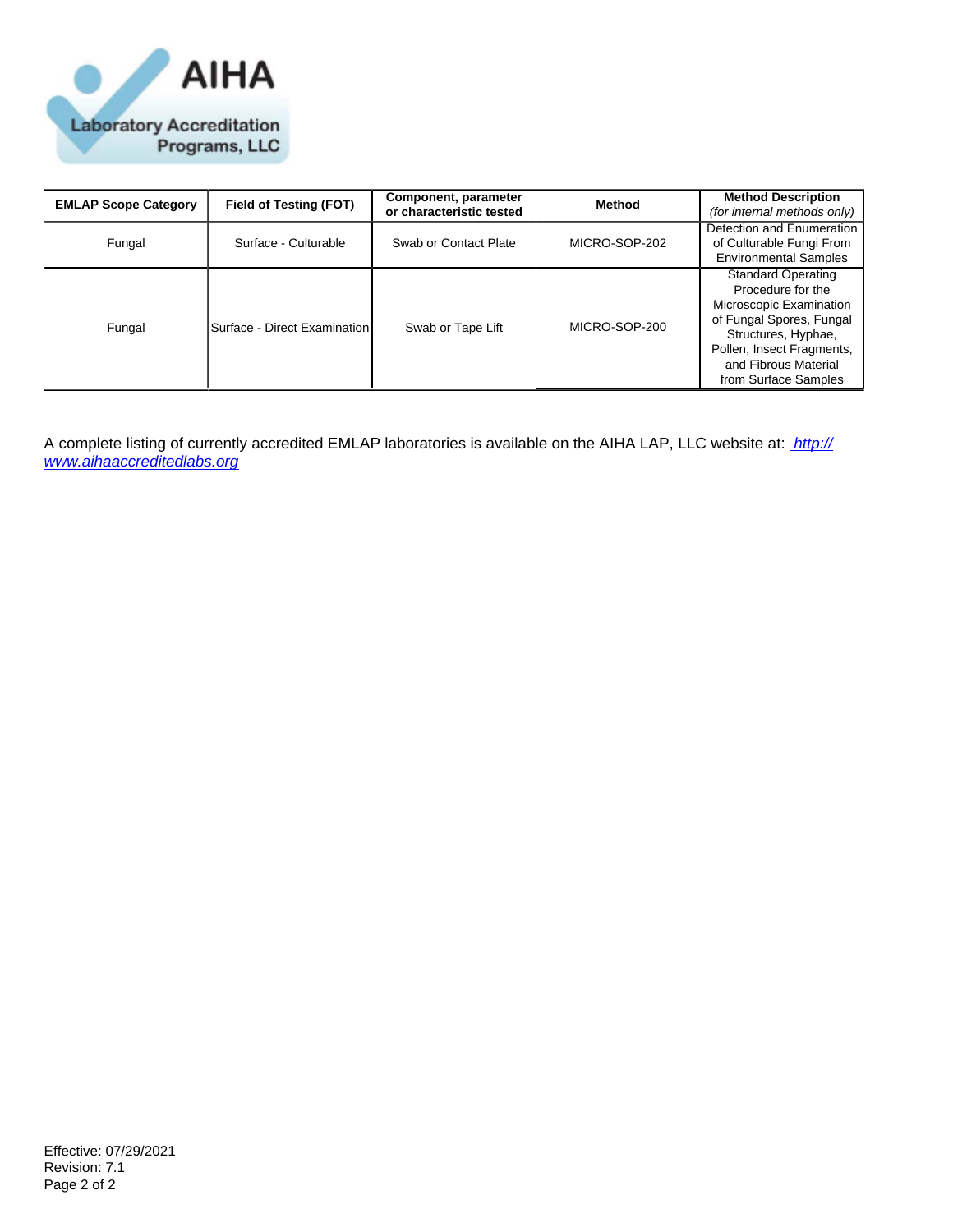| EMLAP Scope Category | Field of Testing (FOT) | Component, parameter or characteristic tested | Method | Method Description *(for internal methods only)* |
| --- | --- | --- | --- | --- |
| Fungal | Surface - Culturable | Swab or Contact Plate | MICRO-SOP-202 | Detection and Enumeration of Culturable Fungi From Environmental Samples |
| Fungal | Surface - Direct Examination | Swab or Tape Lift | MICRO-SOP-200 | Standard Operating Procedure for the Microscopic Examination of Fungal Spores, Fungal Structures, Hyphae, Pollen, Insect Fragments, and Fibrous Material from Surface Samples |

A complete listing of currently accredited EMLAP laboratories is available on the AIHA LAP, LLC website at: [http://www.aihaaccreditedlabs.org](http://www.aihaaccreditedlabs.org)

Effective: 07/29/2021
Revision: 7.1